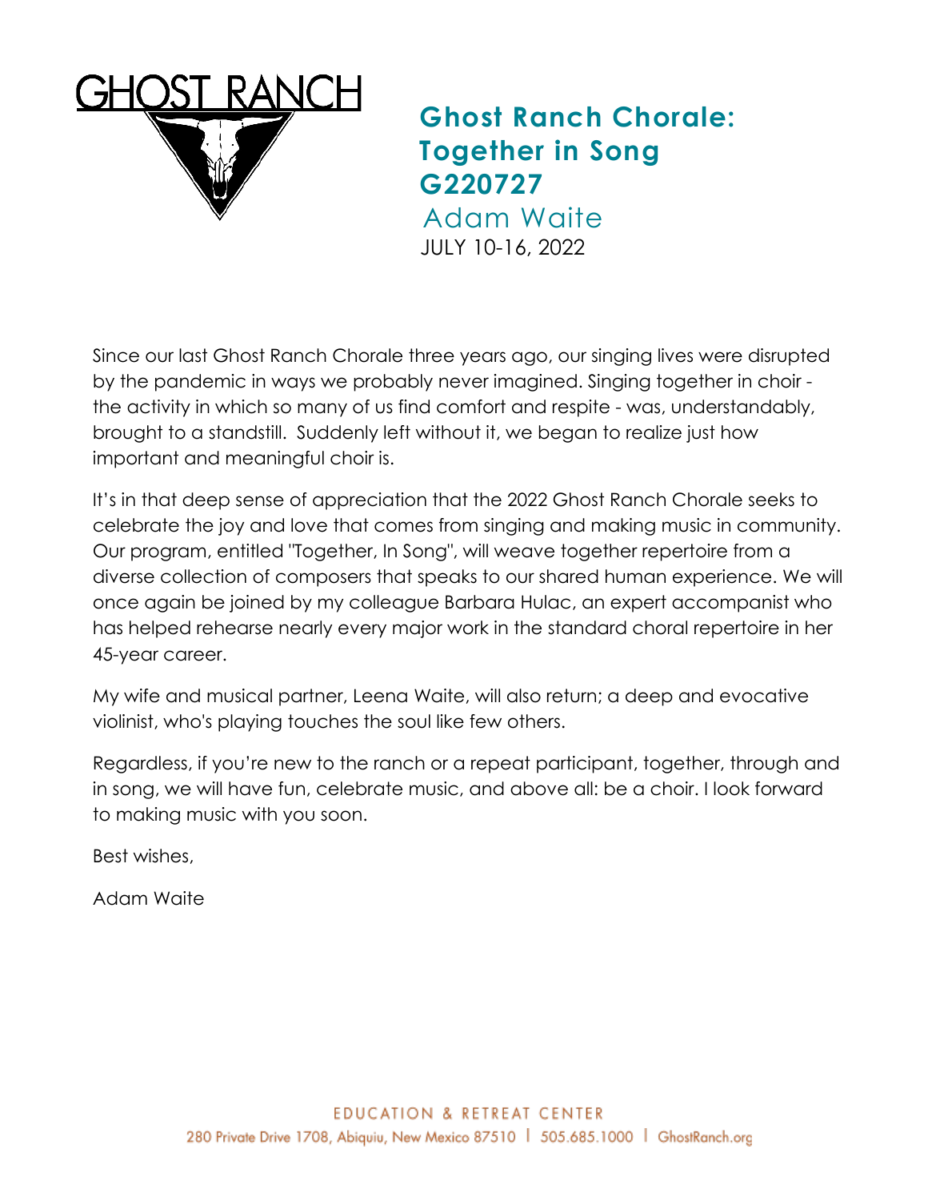GHOST RANCH

# Ghost Ranch Chorale: Together in Song G220727

Adam Waite

JULY 10-16, 2022

Since our last Ghost Ranch Chorale three years ago, our singing lives were disrupted by the pandemic in ways we probably never imagined. Singing together in choir - the activity in which so many of us find comfort and respite - was, understandably, brought to a standstill. Suddenly left without it, we began to realize just how important and meaningful choir is.

It's in that deep sense of appreciation that the 2022 Ghost Ranch Chorale seeks to celebrate the joy and love that comes from singing and making music in community. Our program, entitled "Together, In Song", will weave together repertoire from a diverse collection of composers that speaks to our shared human experience. We will once again be joined by my colleague Barbara Hulac, an expert accompanist who has helped rehearse nearly every major work in the standard choral repertoire in her 45-year career.

My wife and musical partner, Leena Waite, will also return; a deep and evocative violinist, who's playing touches the soul like few others.

Regardless, if you're new to the ranch or a repeat participant, together, through and in song, we will have fun, celebrate music, and above all: be a choir. I look forward to making music with you soon.

Best wishes,

Adam Waite

EDUCATION & RETREAT CENTER
280 Private Drive 1708, Abiquiu, New Mexico 87510 | 505.685.1000 | GhostRanch.org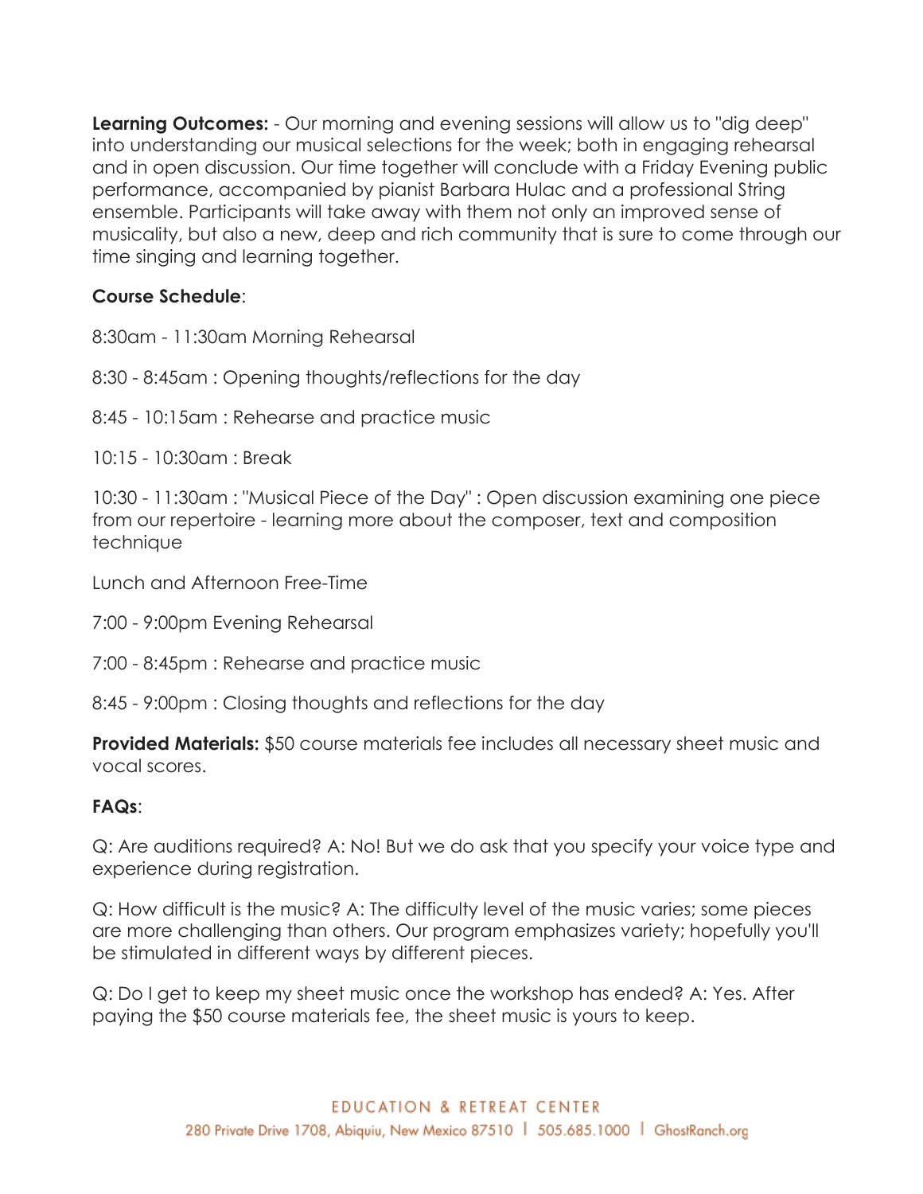**Learning Outcomes:** - Our morning and evening sessions will allow us to "dig deep" into understanding our musical selections for the week; both in engaging rehearsal and in open discussion. Our time together will conclude with a Friday Evening public performance, accompanied by pianist Barbara Hulac and a professional String ensemble. Participants will take away with them not only an improved sense of musicality, but also a new, deep and rich community that is sure to come through our time singing and learning together.

**Course Schedule**:

8:30am - 11:30am Morning Rehearsal

8:30 - 8:45am : Opening thoughts/reflections for the day

8:45 - 10:15am : Rehearse and practice music

10:15 - 10:30am : Break

10:30 - 11:30am : "Musical Piece of the Day" : Open discussion examining one piece from our repertoire - learning more about the composer, text and composition technique

Lunch and Afternoon Free-Time

7:00 - 9:00pm Evening Rehearsal

7:00 - 8:45pm : Rehearse and practice music

8:45 - 9:00pm : Closing thoughts and reflections for the day

**Provided Materials:** $50 course materials fee includes all necessary sheet music and vocal scores.

**FAQs**:

Q: Are auditions required? A: No! But we do ask that you specify your voice type and experience during registration.

Q: How difficult is the music? A: The difficulty level of the music varies; some pieces are more challenging than others. Our program emphasizes variety; hopefully you'll be stimulated in different ways by different pieces.

Q: Do I get to keep my sheet music once the workshop has ended? A: Yes. After paying the $50 course materials fee, the sheet music is yours to keep.

EDUCATION & RETREAT CENTER
280 Private Drive 1708, Abiquiu, New Mexico 87510 | 505.685.1000 | GhostRanch.org